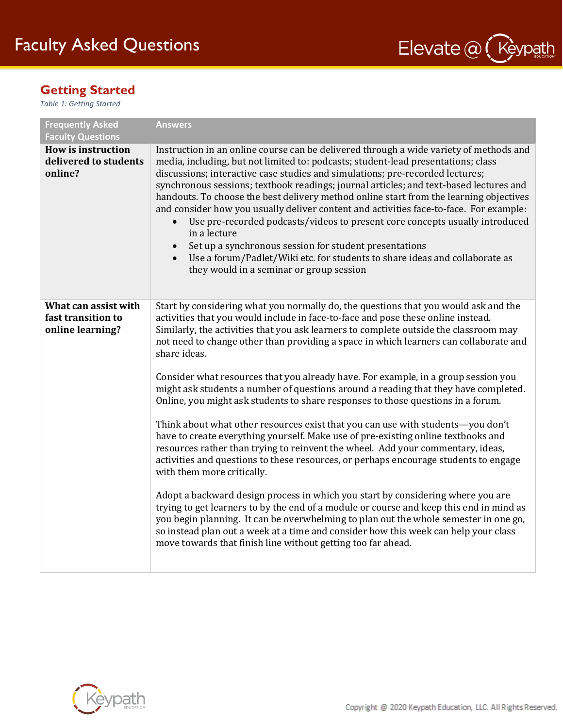# Faculty Asked Questions

## Getting Started

*Table 1: Getting Started*

| Frequently Asked Faculty Questions | Answers |
|---|---|
| **How is instruction delivered to students online?** | Instruction in an online course can be delivered through a wide variety of methods and media, including, but not limited to: podcasts; student-lead presentations; class discussions; interactive case studies and simulations; pre-recorded lectures; synchronous sessions; textbook readings; journal articles; and text-based lectures and handouts. To choose the best delivery method online start from the learning objectives and consider how you usually deliver content and activities face-to-face. For example:<br>• Use pre-recorded podcasts/videos to present core concepts usually introduced in a lecture<br>• Set up a synchronous session for student presentations<br>• Use a forum/Padlet/Wiki etc. for students to share ideas and collaborate as they would in a seminar or group session |
| **What can assist with fast transition to online learning?** | Start by considering what you normally do, the questions that you would ask and the activities that you would include in face-to-face and pose these online instead. Similarly, the activities that you ask learners to complete outside the classroom may not need to change other than providing a space in which learners can collaborate and share ideas.<br><br>Consider what resources that you already have. For example, in a group session you might ask students a number of questions around a reading that they have completed. Online, you might ask students to share responses to those questions in a forum.<br><br>Think about what other resources exist that you can use with students—you don't have to create everything yourself. Make use of pre-existing online textbooks and resources rather than trying to reinvent the wheel. Add your commentary, ideas, activities and questions to these resources, or perhaps encourage students to engage with them more critically.<br><br>Adopt a backward design process in which you start by considering where you are trying to get learners to by the end of a module or course and keep this end in mind as you begin planning. It can be overwhelming to plan out the whole semester in one go, so instead plan out a week at a time and consider how this week can help your class move towards that finish line without getting too far ahead. |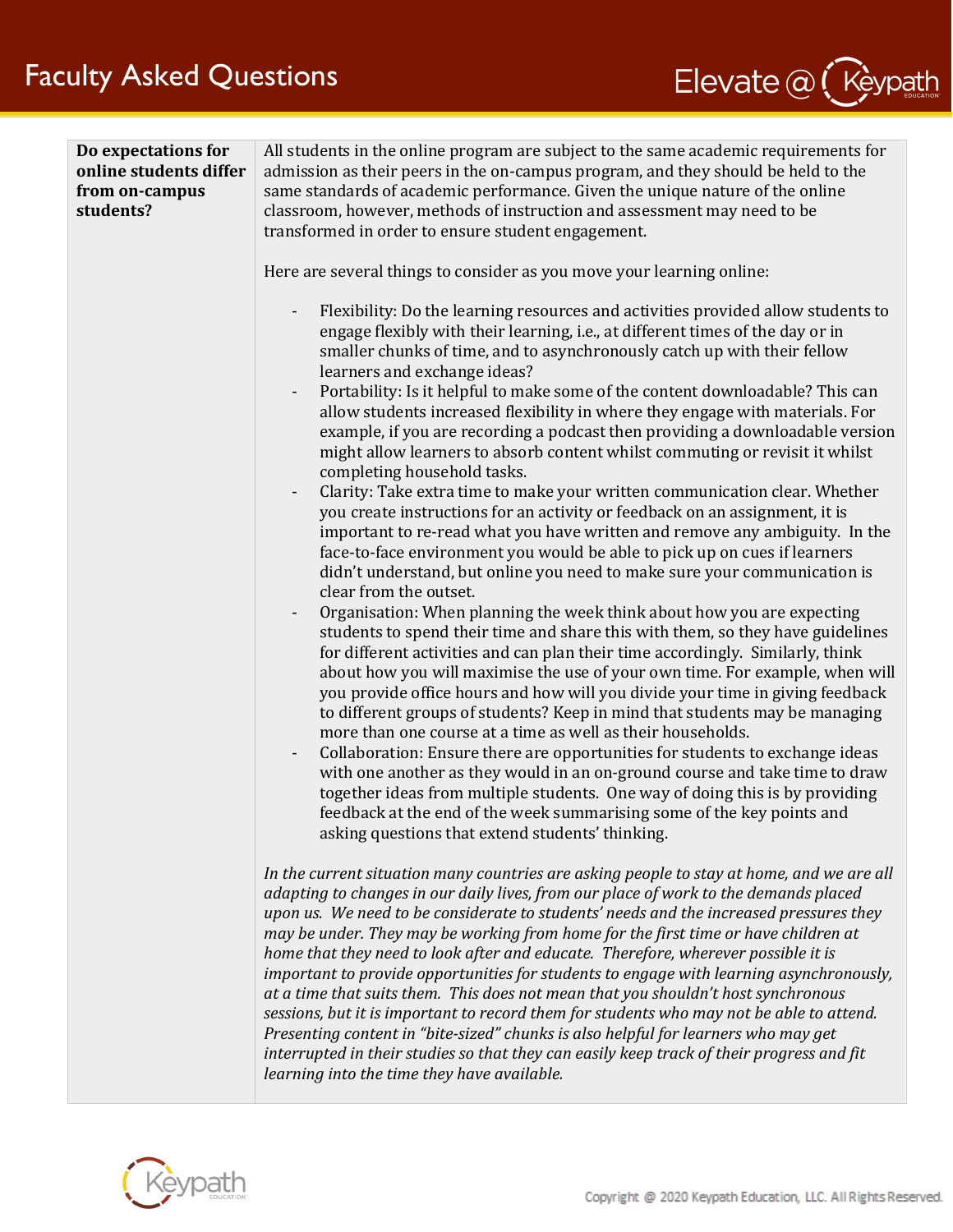| | |
|---|---|
| **Do expectations for online students differ from on-campus students?** | All students in the online program are subject to the same academic requirements for admission as their peers in the on-campus program, and they should be held to the same standards of academic performance. Given the unique nature of the online classroom, however, methods of instruction and assessment may need to be transformed in order to ensure student engagement.<br><br>Here are several things to consider as you move your learning online:<br><br>- Flexibility: Do the learning resources and activities provided allow students to engage flexibly with their learning, i.e., at different times of the day or in smaller chunks of time, and to asynchronously catch up with their fellow learners and exchange ideas?<br>- Portability: Is it helpful to make some of the content downloadable? This can allow students increased flexibility in where they engage with materials. For example, if you are recording a podcast then providing a downloadable version might allow learners to absorb content whilst commuting or revisit it whilst completing household tasks.<br>- Clarity: Take extra time to make your written communication clear. Whether you create instructions for an activity or feedback on an assignment, it is important to re-read what you have written and remove any ambiguity. In the face-to-face environment you would be able to pick up on cues if learners didn't understand, but online you need to make sure your communication is clear from the outset.<br>- Organisation: When planning the week think about how you are expecting students to spend their time and share this with them, so they have guidelines for different activities and can plan their time accordingly. Similarly, think about how you will maximise the use of your own time. For example, when will you provide office hours and how will you divide your time in giving feedback to different groups of students? Keep in mind that students may be managing more than one course at a time as well as their households.<br>- Collaboration: Ensure there are opportunities for students to exchange ideas with one another as they would in an on-ground course and take time to draw together ideas from multiple students. One way of doing this is by providing feedback at the end of the week summarising some of the key points and asking questions that extend students' thinking.<br><br>*In the current situation many countries are asking people to stay at home, and we are all adapting to changes in our daily lives, from our place of work to the demands placed upon us. We need to be considerate to students' needs and the increased pressures they may be under. They may be working from home for the first time or have children at home that they need to look after and educate. Therefore, wherever possible it is important to provide opportunities for students to engage with learning asynchronously, at a time that suits them. This does not mean that you shouldn't host synchronous sessions, but it is important to record them for students who may not be able to attend. Presenting content in "bite-sized" chunks is also helpful for learners who may get interrupted in their studies so that they can easily keep track of their progress and fit learning into the time they have available.* |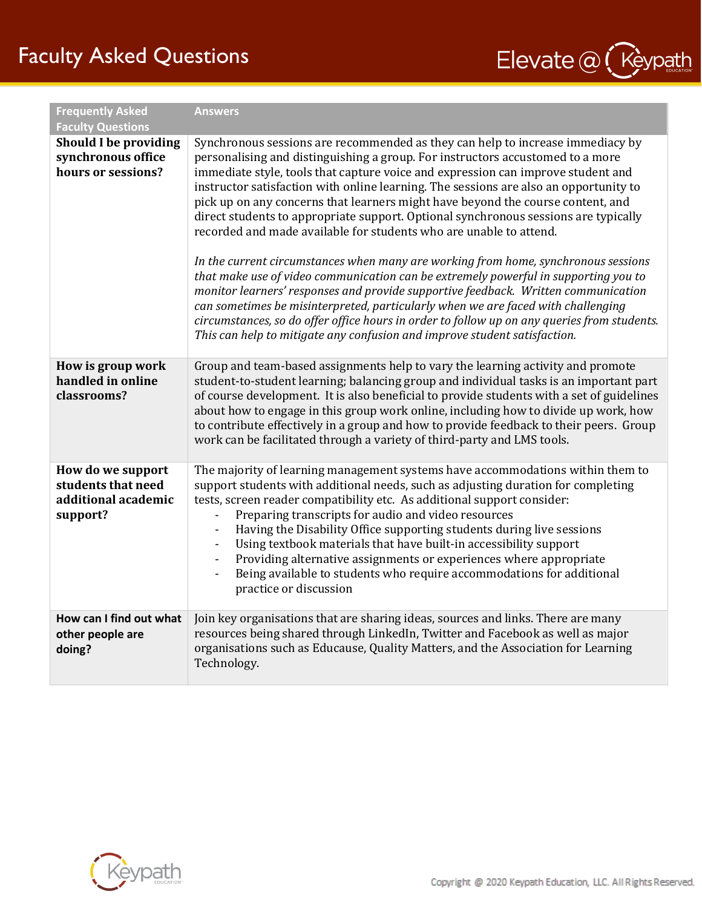| Frequently Asked Faculty Questions | Answers |
|---|---|
| **Should I be providing synchronous office hours or sessions?** | Synchronous sessions are recommended as they can help to increase immediacy by personalising and distinguishing a group. For instructors accustomed to a more immediate style, tools that capture voice and expression can improve student and instructor satisfaction with online learning. The sessions are also an opportunity to pick up on any concerns that learners might have beyond the course content, and direct students to appropriate support. Optional synchronous sessions are typically recorded and made available for students who are unable to attend.<br><br>*In the current circumstances when many are working from home, synchronous sessions that make use of video communication can be extremely powerful in supporting you to monitor learners' responses and provide supportive feedback. Written communication can sometimes be misinterpreted, particularly when we are faced with challenging circumstances, so do offer office hours in order to follow up on any queries from students. This can help to mitigate any confusion and improve student satisfaction.* |
| **How is group work handled in online classrooms?** | Group and team-based assignments help to vary the learning activity and promote student-to-student learning; balancing group and individual tasks is an important part of course development. It is also beneficial to provide students with a set of guidelines about how to engage in this group work online, including how to divide up work, how to contribute effectively in a group and how to provide feedback to their peers. Group work can be facilitated through a variety of third-party and LMS tools. |
| **How do we support students that need additional academic support?** | The majority of learning management systems have accommodations within them to support students with additional needs, such as adjusting duration for completing tests, screen reader compatibility etc. As additional support consider:<br>- Preparing transcripts for audio and video resources<br>- Having the Disability Office supporting students during live sessions<br>- Using textbook materials that have built-in accessibility support<br>- Providing alternative assignments or experiences where appropriate<br>- Being available to students who require accommodations for additional practice or discussion |
| **How can I find out what other people are doing?** | Join key organisations that are sharing ideas, sources and links. There are many resources being shared through LinkedIn, Twitter and Facebook as well as major organisations such as Educause, Quality Matters, and the Association for Learning Technology. |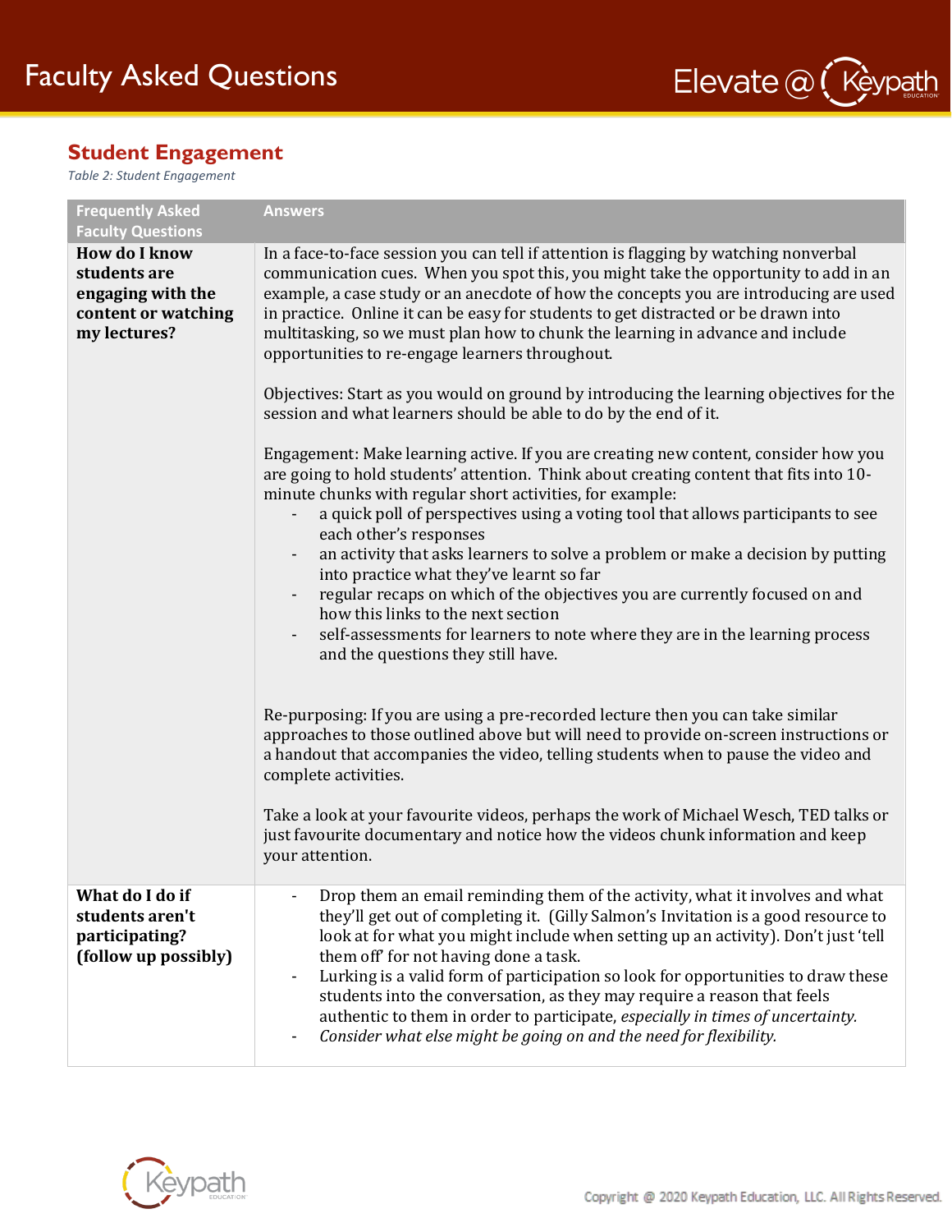## Student Engagement

*Table 2: Student Engagement*

| Frequently Asked Faculty Questions | Answers |
|---|---|
| **How do I know students are engaging with the content or watching my lectures?** | In a face-to-face session you can tell if attention is flagging by watching nonverbal communication cues. When you spot this, you might take the opportunity to add in an example, a case study or an anecdote of how the concepts you are introducing are used in practice. Online it can be easy for students to get distracted or be drawn into multitasking, so we must plan how to chunk the learning in advance and include opportunities to re-engage learners throughout.<br><br>Objectives: Start as you would on ground by introducing the learning objectives for the session and what learners should be able to do by the end of it.<br><br>Engagement: Make learning active. If you are creating new content, consider how you are going to hold students' attention. Think about creating content that fits into 10-minute chunks with regular short activities, for example:<br>- a quick poll of perspectives using a voting tool that allows participants to see each other's responses<br>- an activity that asks learners to solve a problem or make a decision by putting into practice what they've learnt so far<br>- regular recaps on which of the objectives you are currently focused on and how this links to the next section<br>- self-assessments for learners to note where they are in the learning process and the questions they still have.<br><br>Re-purposing: If you are using a pre-recorded lecture then you can take similar approaches to those outlined above but will need to provide on-screen instructions or a handout that accompanies the video, telling students when to pause the video and complete activities.<br><br>Take a look at your favourite videos, perhaps the work of Michael Wesch, TED talks or just favourite documentary and notice how the videos chunk information and keep your attention. |
| **What do I do if students aren't participating? (follow up possibly)** | - Drop them an email reminding them of the activity, what it involves and what they'll get out of completing it. (Gilly Salmon's Invitation is a good resource to look at for what you might include when setting up an activity). Don't just 'tell them off' for not having done a task.<br>- Lurking is a valid form of participation so look for opportunities to draw these students into the conversation, as they may require a reason that feels authentic to them in order to participate, *especially in times of uncertainty.*<br>- *Consider what else might be going on and the need for flexibility.* |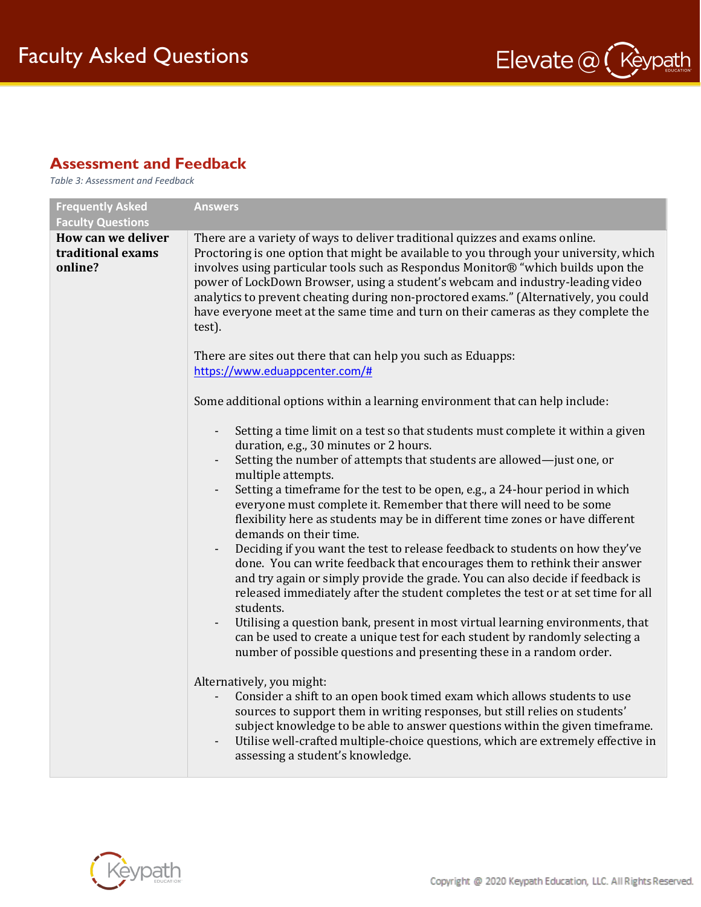## Assessment and Feedback

*Table 3: Assessment and Feedback*

| Frequently Asked Faculty Questions | Answers |
|---|---|
| **How can we deliver traditional exams online?** | There are a variety of ways to deliver traditional quizzes and exams online. Proctoring is one option that might be available to you through your university, which involves using particular tools such as Respondus Monitor® "which builds upon the power of LockDown Browser, using a student's webcam and industry-leading video analytics to prevent cheating during non-proctored exams." (Alternatively, you could have everyone meet at the same time and turn on their cameras as they complete the test).<br><br>There are sites out there that can help you such as Eduapps: [https://www.eduappcenter.com/#](https://www.eduappcenter.com/#)<br><br>Some additional options within a learning environment that can help include:<br><br>- Setting a time limit on a test so that students must complete it within a given duration, e.g., 30 minutes or 2 hours.<br>- Setting the number of attempts that students are allowed—just one, or multiple attempts.<br>- Setting a timeframe for the test to be open, e.g., a 24-hour period in which everyone must complete it. Remember that there will need to be some flexibility here as students may be in different time zones or have different demands on their time.<br>- Deciding if you want the test to release feedback to students on how they've done. You can write feedback that encourages them to rethink their answer and try again or simply provide the grade. You can also decide if feedback is released immediately after the student completes the test or at set time for all students.<br>- Utilising a question bank, present in most virtual learning environments, that can be used to create a unique test for each student by randomly selecting a number of possible questions and presenting these in a random order.<br><br>Alternatively, you might:<br>- Consider a shift to an open book timed exam which allows students to use sources to support them in writing responses, but still relies on students' subject knowledge to be able to answer questions within the given timeframe.<br>- Utilise well-crafted multiple-choice questions, which are extremely effective in assessing a student's knowledge. |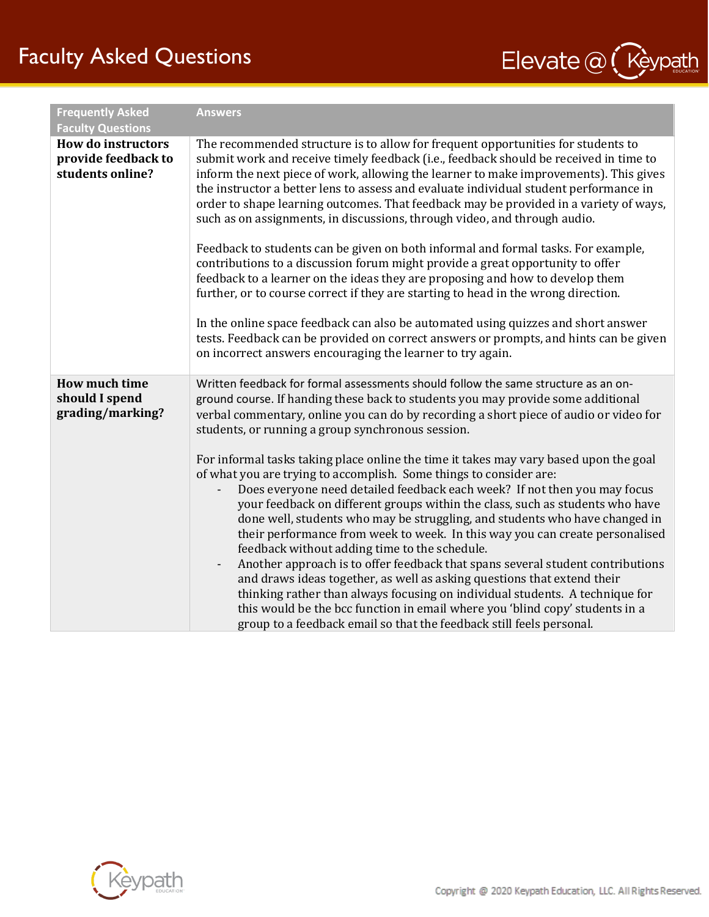| Frequently Asked Faculty Questions | Answers |
|---|---|
| **How do instructors provide feedback to students online?** | The recommended structure is to allow for frequent opportunities for students to submit work and receive timely feedback (i.e., feedback should be received in time to inform the next piece of work, allowing the learner to make improvements). This gives the instructor a better lens to assess and evaluate individual student performance in order to shape learning outcomes. That feedback may be provided in a variety of ways, such as on assignments, in discussions, through video, and through audio.<br><br>Feedback to students can be given on both informal and formal tasks. For example, contributions to a discussion forum might provide a great opportunity to offer feedback to a learner on the ideas they are proposing and how to develop them further, or to course correct if they are starting to head in the wrong direction.<br><br>In the online space feedback can also be automated using quizzes and short answer tests. Feedback can be provided on correct answers or prompts, and hints can be given on incorrect answers encouraging the learner to try again. |
| **How much time should I spend grading/marking?** | Written feedback for formal assessments should follow the same structure as an on-ground course. If handing these back to students you may provide some additional verbal commentary, online you can do by recording a short piece of audio or video for students, or running a group synchronous session.<br><br>For informal tasks taking place online the time it takes may vary based upon the goal of what you are trying to accomplish. Some things to consider are:<br>- Does everyone need detailed feedback each week? If not then you may focus your feedback on different groups within the class, such as students who have done well, students who may be struggling, and students who have changed in their performance from week to week. In this way you can create personalised feedback without adding time to the schedule.<br>- Another approach is to offer feedback that spans several student contributions and draws ideas together, as well as asking questions that extend their thinking rather than always focusing on individual students. A technique for this would be the bcc function in email where you 'blind copy' students in a group to a feedback email so that the feedback still feels personal. |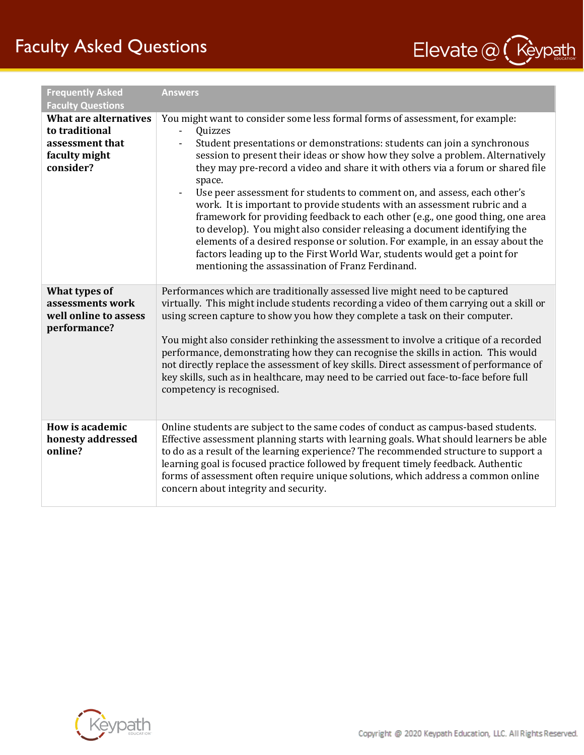| Frequently Asked Faculty Questions | Answers |
|---|---|
| **What are alternatives to traditional assessment that faculty might consider?** | You might want to consider some less formal forms of assessment, for example:<br>- Quizzes<br>- Student presentations or demonstrations: students can join a synchronous session to present their ideas or show how they solve a problem. Alternatively they may pre-record a video and share it with others via a forum or shared file space.<br>- Use peer assessment for students to comment on, and assess, each other's work. It is important to provide students with an assessment rubric and a framework for providing feedback to each other (e.g., one good thing, one area to develop). You might also consider releasing a document identifying the elements of a desired response or solution. For example, in an essay about the factors leading up to the First World War, students would get a point for mentioning the assassination of Franz Ferdinand. |
| **What types of assessments work well online to assess performance?** | Performances which are traditionally assessed live might need to be captured virtually. This might include students recording a video of them carrying out a skill or using screen capture to show you how they complete a task on their computer.<br><br>You might also consider rethinking the assessment to involve a critique of a recorded performance, demonstrating how they can recognise the skills in action. This would not directly replace the assessment of key skills. Direct assessment of performance of key skills, such as in healthcare, may need to be carried out face-to-face before full competency is recognised. |
| **How is academic honesty addressed online?** | Online students are subject to the same codes of conduct as campus-based students. Effective assessment planning starts with learning goals. What should learners be able to do as a result of the learning experience? The recommended structure to support a learning goal is focused practice followed by frequent timely feedback. Authentic forms of assessment often require unique solutions, which address a common online concern about integrity and security. |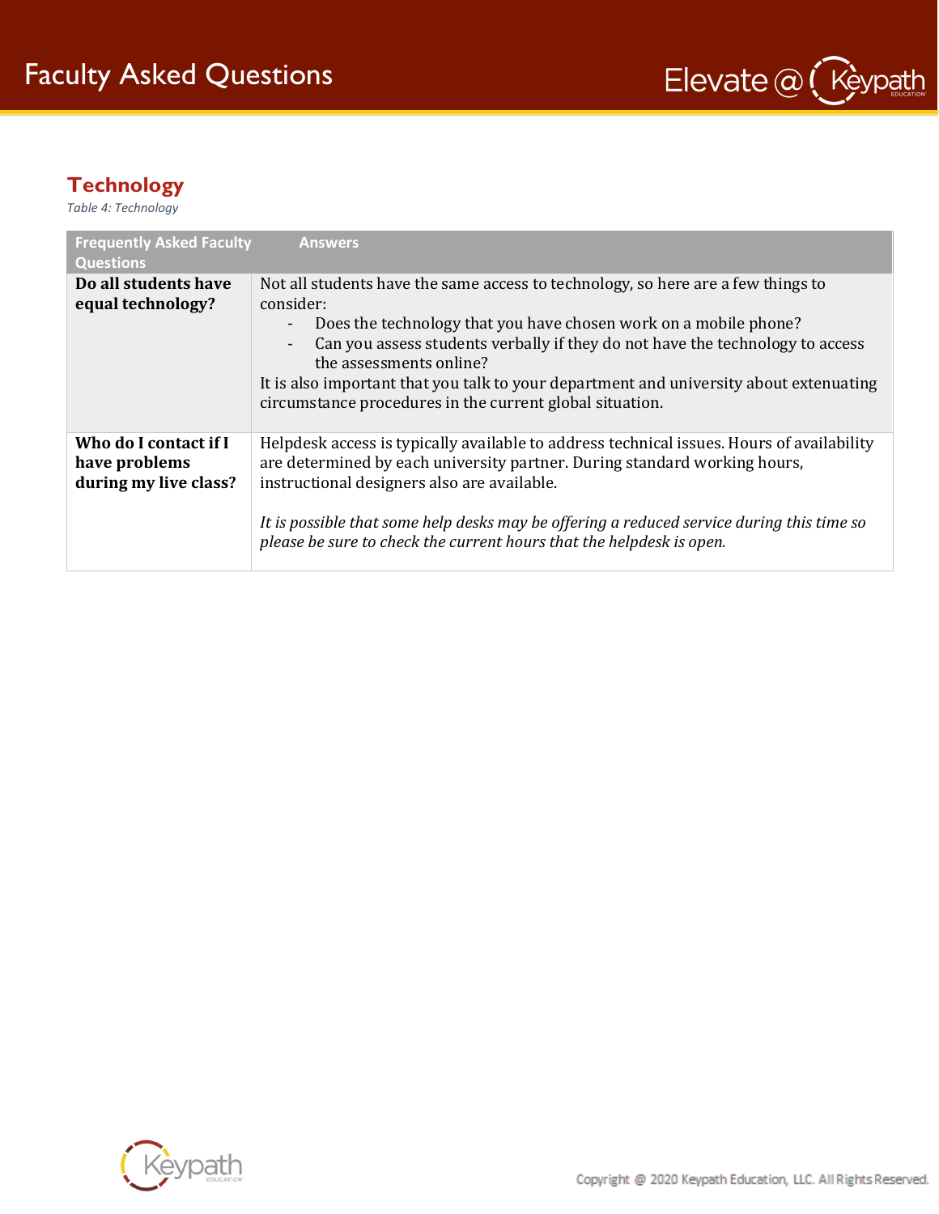## Technology

*Table 4: Technology*

| Frequently Asked Faculty Questions | Answers |
| --- | --- |
| **Do all students have equal technology?** | Not all students have the same access to technology, so here are a few things to consider:<br>- Does the technology that you have chosen work on a mobile phone?<br>- Can you assess students verbally if they do not have the technology to access the assessments online?<br>It is also important that you talk to your department and university about extenuating circumstance procedures in the current global situation. |
| **Who do I contact if I have problems during my live class?** | Helpdesk access is typically available to address technical issues. Hours of availability are determined by each university partner. During standard working hours, instructional designers also are available.<br><br>*It is possible that some help desks may be offering a reduced service during this time so please be sure to check the current hours that the helpdesk is open.* |